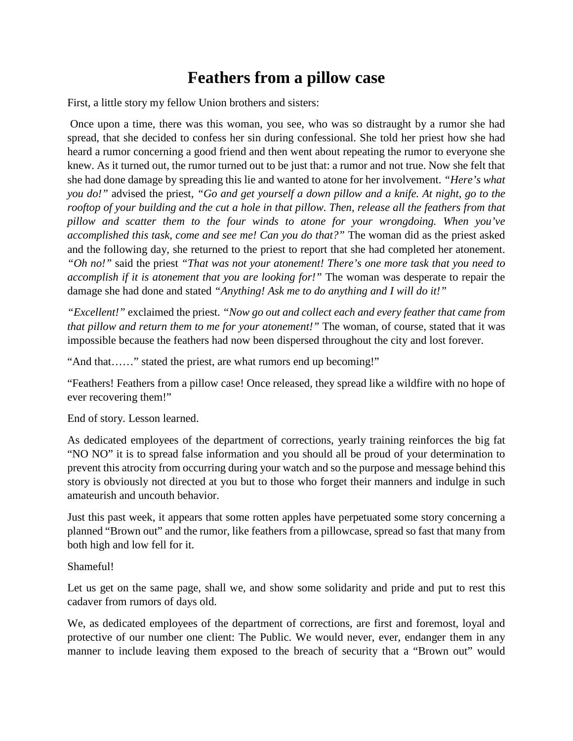# Feathers from a pillow case

First, a little story my fellow Union brothers and sisters:

Once upon a time, there was this woman, you see, who was so distraught by a rumor she had spread, that she decided to confess her sin during confessional. She told her priest how she had heard a rumor concerning a good friend and then went about repeating the rumor to everyone she knew. As it turned out, the rumor turned out to be just that: a rumor and not true. Now she felt that she had done damage by spreading this lie and wanted to atone for her involvement. *"Here's what you do!"* advised the priest, *"Go and get yourself a down pillow and a knife. At night, go to the rooftop of your building and the cut a hole in that pillow. Then, release all the feathers from that pillow and scatter them to the four winds to atone for your wrongdoing. When you've accomplished this task, come and see me! Can you do that?"* The woman did as the priest asked and the following day, she returned to the priest to report that she had completed her atonement. *"Oh no!"* said the priest *"That was not your atonement! There's one more task that you need to accomplish if it is atonement that you are looking for!"* The woman was desperate to repair the damage she had done and stated *"Anything! Ask me to do anything and I will do it!"*

*"Excellent!"* exclaimed the priest. *"Now go out and collect each and every feather that came from that pillow and return them to me for your atonement!"* The woman, of course, stated that it was impossible because the feathers had now been dispersed throughout the city and lost forever.

"And that……" stated the priest, are what rumors end up becoming!"

"Feathers! Feathers from a pillow case! Once released, they spread like a wildfire with no hope of ever recovering them!"

End of story. Lesson learned.

As dedicated employees of the department of corrections, yearly training reinforces the big fat "NO NO" it is to spread false information and you should all be proud of your determination to prevent this atrocity from occurring during your watch and so the purpose and message behind this story is obviously not directed at you but to those who forget their manners and indulge in such amateurish and uncouth behavior.

Just this past week, it appears that some rotten apples have perpetuated some story concerning a planned "Brown out" and the rumor, like feathers from a pillowcase, spread so fast that many from both high and low fell for it.

Shameful!

Let us get on the same page, shall we, and show some solidarity and pride and put to rest this cadaver from rumors of days old.

We, as dedicated employees of the department of corrections, are first and foremost, loyal and protective of our number one client: The Public. We would never, ever, endanger them in any manner to include leaving them exposed to the breach of security that a "Brown out" would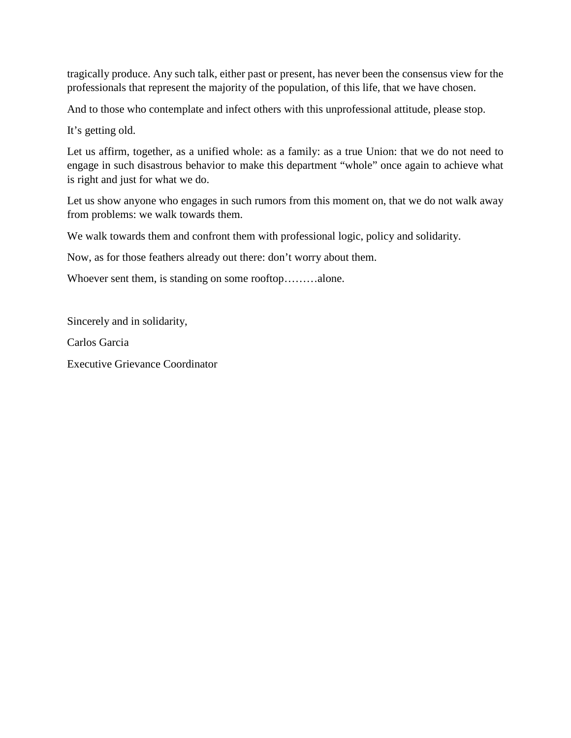tragically produce. Any such talk, either past or present, has never been the consensus view for the professionals that represent the majority of the population, of this life, that we have chosen.

And to those who contemplate and infect others with this unprofessional attitude, please stop.

It's getting old.

Let us affirm, together, as a unified whole: as a family: as a true Union: that we do not need to engage in such disastrous behavior to make this department "whole" once again to achieve what is right and just for what we do.

Let us show anyone who engages in such rumors from this moment on, that we do not walk away from problems: we walk towards them.

We walk towards them and confront them with professional logic, policy and solidarity.

Now, as for those feathers already out there: don't worry about them.

Whoever sent them, is standing on some rooftop………alone.

Sincerely and in solidarity,

Carlos Garcia

Executive Grievance Coordinator